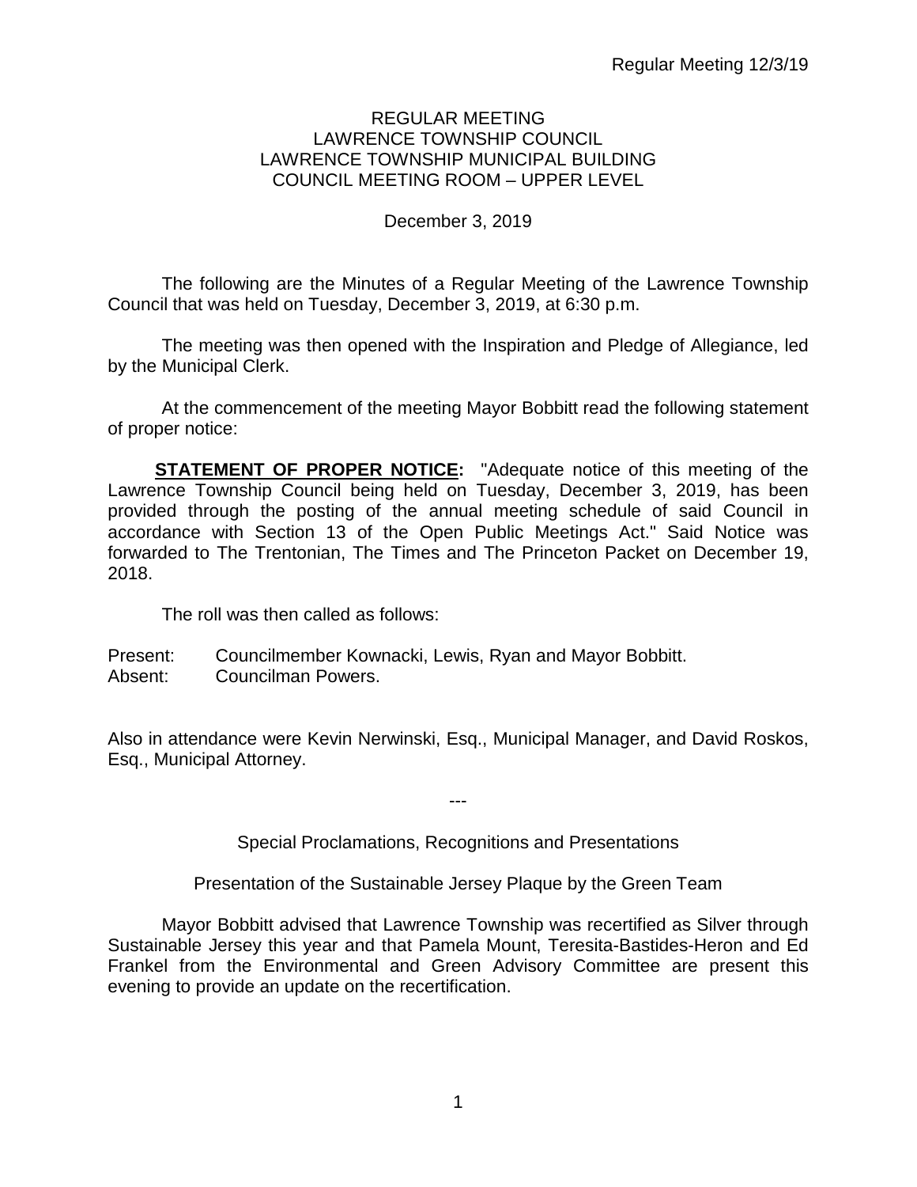# REGULAR MEETING
# LAWRENCE TOWNSHIP COUNCIL
# LAWRENCE TOWNSHIP MUNICIPAL BUILDING
# COUNCIL MEETING ROOM – UPPER LEVEL

December 3, 2019

The following are the Minutes of a Regular Meeting of the Lawrence Township Council that was held on Tuesday, December 3, 2019, at 6:30 p.m.

The meeting was then opened with the Inspiration and Pledge of Allegiance, led by the Municipal Clerk.

At the commencement of the meeting Mayor Bobbitt read the following statement of proper notice:

**STATEMENT OF PROPER NOTICE:** "Adequate notice of this meeting of the Lawrence Township Council being held on Tuesday, December 3, 2019, has been provided through the posting of the annual meeting schedule of said Council in accordance with Section 13 of the Open Public Meetings Act." Said Notice was forwarded to The Trentonian, The Times and The Princeton Packet on December 19, 2018.

The roll was then called as follows:

Present: Councilmember Kownacki, Lewis, Ryan and Mayor Bobbitt.
Absent: Councilman Powers.

Also in attendance were Kevin Nerwinski, Esq., Municipal Manager, and David Roskos, Esq., Municipal Attorney.

---

Special Proclamations, Recognitions and Presentations

Presentation of the Sustainable Jersey Plaque by the Green Team

Mayor Bobbitt advised that Lawrence Township was recertified as Silver through Sustainable Jersey this year and that Pamela Mount, Teresita-Bastides-Heron and Ed Frankel from the Environmental and Green Advisory Committee are present this evening to provide an update on the recertification.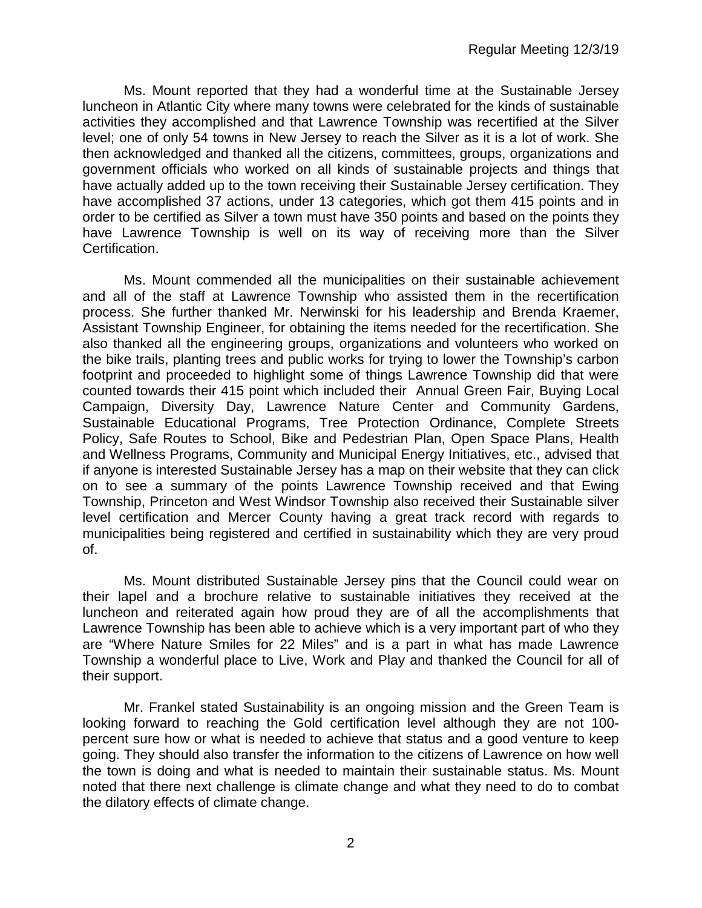Ms. Mount reported that they had a wonderful time at the Sustainable Jersey luncheon in Atlantic City where many towns were celebrated for the kinds of sustainable activities they accomplished and that Lawrence Township was recertified at the Silver level; one of only 54 towns in New Jersey to reach the Silver as it is a lot of work. She then acknowledged and thanked all the citizens, committees, groups, organizations and government officials who worked on all kinds of sustainable projects and things that have actually added up to the town receiving their Sustainable Jersey certification. They have accomplished 37 actions, under 13 categories, which got them 415 points and in order to be certified as Silver a town must have 350 points and based on the points they have Lawrence Township is well on its way of receiving more than the Silver Certification.

Ms. Mount commended all the municipalities on their sustainable achievement and all of the staff at Lawrence Township who assisted them in the recertification process. She further thanked Mr. Nerwinski for his leadership and Brenda Kraemer, Assistant Township Engineer, for obtaining the items needed for the recertification. She also thanked all the engineering groups, organizations and volunteers who worked on the bike trails, planting trees and public works for trying to lower the Township's carbon footprint and proceeded to highlight some of things Lawrence Township did that were counted towards their 415 point which included their Annual Green Fair, Buying Local Campaign, Diversity Day, Lawrence Nature Center and Community Gardens, Sustainable Educational Programs, Tree Protection Ordinance, Complete Streets Policy, Safe Routes to School, Bike and Pedestrian Plan, Open Space Plans, Health and Wellness Programs, Community and Municipal Energy Initiatives, etc., advised that if anyone is interested Sustainable Jersey has a map on their website that they can click on to see a summary of the points Lawrence Township received and that Ewing Township, Princeton and West Windsor Township also received their Sustainable silver level certification and Mercer County having a great track record with regards to municipalities being registered and certified in sustainability which they are very proud of.

Ms. Mount distributed Sustainable Jersey pins that the Council could wear on their lapel and a brochure relative to sustainable initiatives they received at the luncheon and reiterated again how proud they are of all the accomplishments that Lawrence Township has been able to achieve which is a very important part of who they are "Where Nature Smiles for 22 Miles" and is a part in what has made Lawrence Township a wonderful place to Live, Work and Play and thanked the Council for all of their support.

Mr. Frankel stated Sustainability is an ongoing mission and the Green Team is looking forward to reaching the Gold certification level although they are not 100-percent sure how or what is needed to achieve that status and a good venture to keep going. They should also transfer the information to the citizens of Lawrence on how well the town is doing and what is needed to maintain their sustainable status. Ms. Mount noted that there next challenge is climate change and what they need to do to combat the dilatory effects of climate change.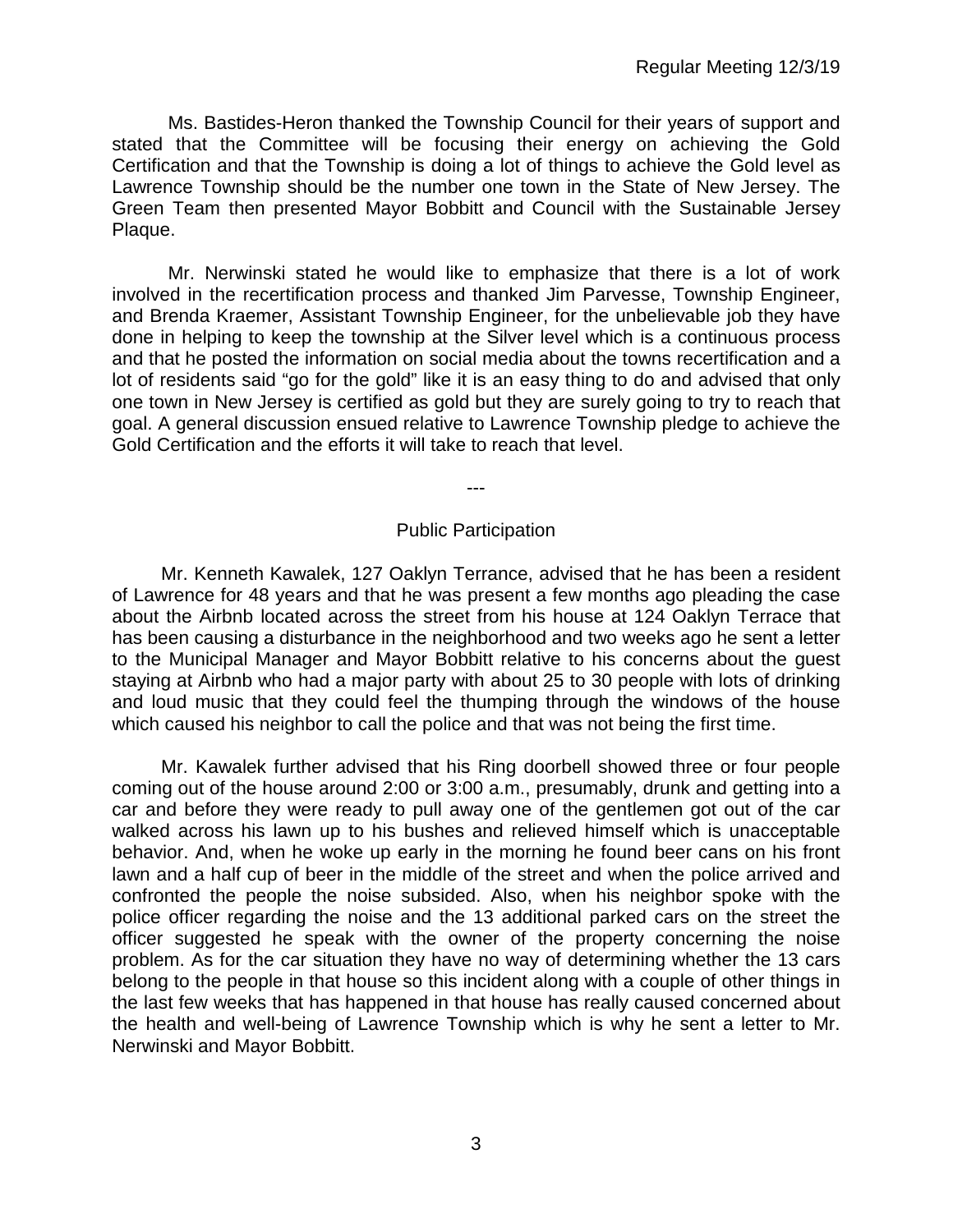Ms. Bastides-Heron thanked the Township Council for their years of support and stated that the Committee will be focusing their energy on achieving the Gold Certification and that the Township is doing a lot of things to achieve the Gold level as Lawrence Township should be the number one town in the State of New Jersey. The Green Team then presented Mayor Bobbitt and Council with the Sustainable Jersey Plaque.

Mr. Nerwinski stated he would like to emphasize that there is a lot of work involved in the recertification process and thanked Jim Parvesse, Township Engineer, and Brenda Kraemer, Assistant Township Engineer, for the unbelievable job they have done in helping to keep the township at the Silver level which is a continuous process and that he posted the information on social media about the towns recertification and a lot of residents said "go for the gold" like it is an easy thing to do and advised that only one town in New Jersey is certified as gold but they are surely going to try to reach that goal. A general discussion ensued relative to Lawrence Township pledge to achieve the Gold Certification and the efforts it will take to reach that level.

---

## Public Participation

Mr. Kenneth Kawalek, 127 Oaklyn Terrance, advised that he has been a resident of Lawrence for 48 years and that he was present a few months ago pleading the case about the Airbnb located across the street from his house at 124 Oaklyn Terrace that has been causing a disturbance in the neighborhood and two weeks ago he sent a letter to the Municipal Manager and Mayor Bobbitt relative to his concerns about the guest staying at Airbnb who had a major party with about 25 to 30 people with lots of drinking and loud music that they could feel the thumping through the windows of the house which caused his neighbor to call the police and that was not being the first time.

Mr. Kawalek further advised that his Ring doorbell showed three or four people coming out of the house around 2:00 or 3:00 a.m., presumably, drunk and getting into a car and before they were ready to pull away one of the gentlemen got out of the car walked across his lawn up to his bushes and relieved himself which is unacceptable behavior. And, when he woke up early in the morning he found beer cans on his front lawn and a half cup of beer in the middle of the street and when the police arrived and confronted the people the noise subsided. Also, when his neighbor spoke with the police officer regarding the noise and the 13 additional parked cars on the street the officer suggested he speak with the owner of the property concerning the noise problem. As for the car situation they have no way of determining whether the 13 cars belong to the people in that house so this incident along with a couple of other things in the last few weeks that has happened in that house has really caused concerned about the health and well-being of Lawrence Township which is why he sent a letter to Mr. Nerwinski and Mayor Bobbitt.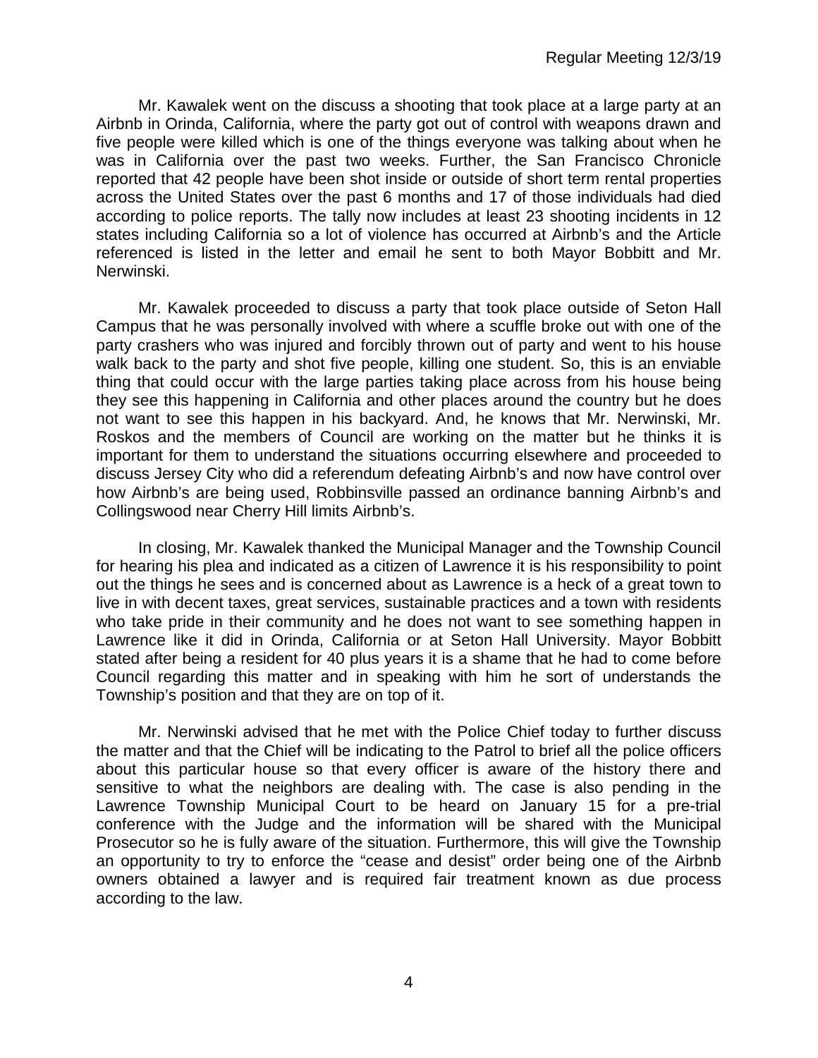Mr. Kawalek went on the discuss a shooting that took place at a large party at an Airbnb in Orinda, California, where the party got out of control with weapons drawn and five people were killed which is one of the things everyone was talking about when he was in California over the past two weeks. Further, the San Francisco Chronicle reported that 42 people have been shot inside or outside of short term rental properties across the United States over the past 6 months and 17 of those individuals had died according to police reports. The tally now includes at least 23 shooting incidents in 12 states including California so a lot of violence has occurred at Airbnb's and the Article referenced is listed in the letter and email he sent to both Mayor Bobbitt and Mr. Nerwinski.

Mr. Kawalek proceeded to discuss a party that took place outside of Seton Hall Campus that he was personally involved with where a scuffle broke out with one of the party crashers who was injured and forcibly thrown out of party and went to his house walk back to the party and shot five people, killing one student. So, this is an enviable thing that could occur with the large parties taking place across from his house being they see this happening in California and other places around the country but he does not want to see this happen in his backyard. And, he knows that Mr. Nerwinski, Mr. Roskos and the members of Council are working on the matter but he thinks it is important for them to understand the situations occurring elsewhere and proceeded to discuss Jersey City who did a referendum defeating Airbnb's and now have control over how Airbnb's are being used, Robbinsville passed an ordinance banning Airbnb's and Collingswood near Cherry Hill limits Airbnb's.

In closing, Mr. Kawalek thanked the Municipal Manager and the Township Council for hearing his plea and indicated as a citizen of Lawrence it is his responsibility to point out the things he sees and is concerned about as Lawrence is a heck of a great town to live in with decent taxes, great services, sustainable practices and a town with residents who take pride in their community and he does not want to see something happen in Lawrence like it did in Orinda, California or at Seton Hall University. Mayor Bobbitt stated after being a resident for 40 plus years it is a shame that he had to come before Council regarding this matter and in speaking with him he sort of understands the Township's position and that they are on top of it.

Mr. Nerwinski advised that he met with the Police Chief today to further discuss the matter and that the Chief will be indicating to the Patrol to brief all the police officers about this particular house so that every officer is aware of the history there and sensitive to what the neighbors are dealing with. The case is also pending in the Lawrence Township Municipal Court to be heard on January 15 for a pre-trial conference with the Judge and the information will be shared with the Municipal Prosecutor so he is fully aware of the situation. Furthermore, this will give the Township an opportunity to try to enforce the "cease and desist" order being one of the Airbnb owners obtained a lawyer and is required fair treatment known as due process according to the law.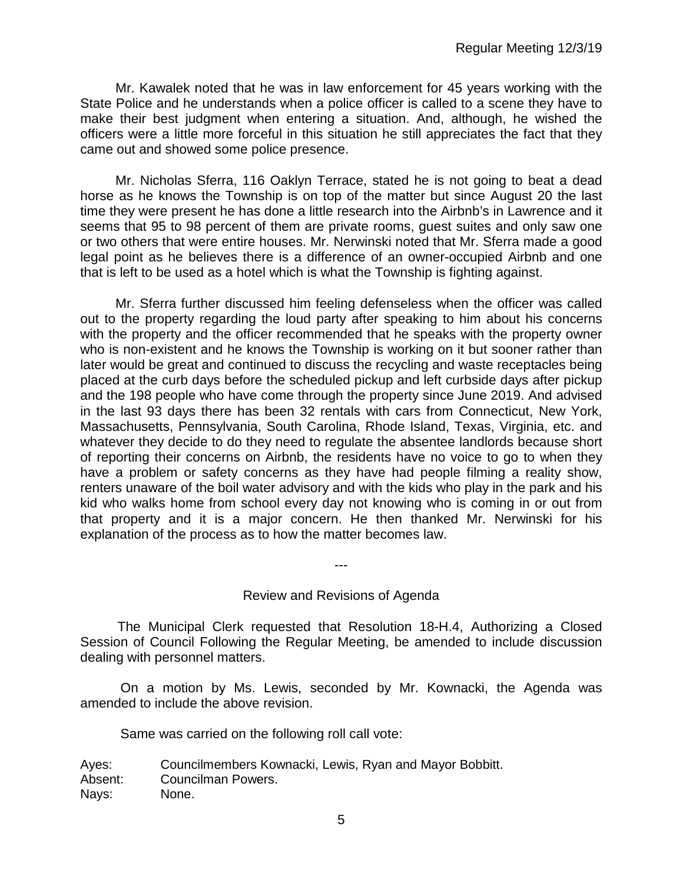Mr. Kawalek noted that he was in law enforcement for 45 years working with the State Police and he understands when a police officer is called to a scene they have to make their best judgment when entering a situation. And, although, he wished the officers were a little more forceful in this situation he still appreciates the fact that they came out and showed some police presence.

Mr. Nicholas Sferra, 116 Oaklyn Terrace, stated he is not going to beat a dead horse as he knows the Township is on top of the matter but since August 20 the last time they were present he has done a little research into the Airbnb's in Lawrence and it seems that 95 to 98 percent of them are private rooms, guest suites and only saw one or two others that were entire houses. Mr. Nerwinski noted that Mr. Sferra made a good legal point as he believes there is a difference of an owner-occupied Airbnb and one that is left to be used as a hotel which is what the Township is fighting against.

Mr. Sferra further discussed him feeling defenseless when the officer was called out to the property regarding the loud party after speaking to him about his concerns with the property and the officer recommended that he speaks with the property owner who is non-existent and he knows the Township is working on it but sooner rather than later would be great and continued to discuss the recycling and waste receptacles being placed at the curb days before the scheduled pickup and left curbside days after pickup and the 198 people who have come through the property since June 2019. And advised in the last 93 days there has been 32 rentals with cars from Connecticut, New York, Massachusetts, Pennsylvania, South Carolina, Rhode Island, Texas, Virginia, etc. and whatever they decide to do they need to regulate the absentee landlords because short of reporting their concerns on Airbnb, the residents have no voice to go to when they have a problem or safety concerns as they have had people filming a reality show, renters unaware of the boil water advisory and with the kids who play in the park and his kid who walks home from school every day not knowing who is coming in or out from that property and it is a major concern. He then thanked Mr. Nerwinski for his explanation of the process as to how the matter becomes law.

---

## Review and Revisions of Agenda

The Municipal Clerk requested that Resolution 18-H.4, Authorizing a Closed Session of Council Following the Regular Meeting, be amended to include discussion dealing with personnel matters.

On a motion by Ms. Lewis, seconded by Mr. Kownacki, the Agenda was amended to include the above revision.

Same was carried on the following roll call vote:

Ayes: Councilmembers Kownacki, Lewis, Ryan and Mayor Bobbitt.
Absent: Councilman Powers.
Nays: None.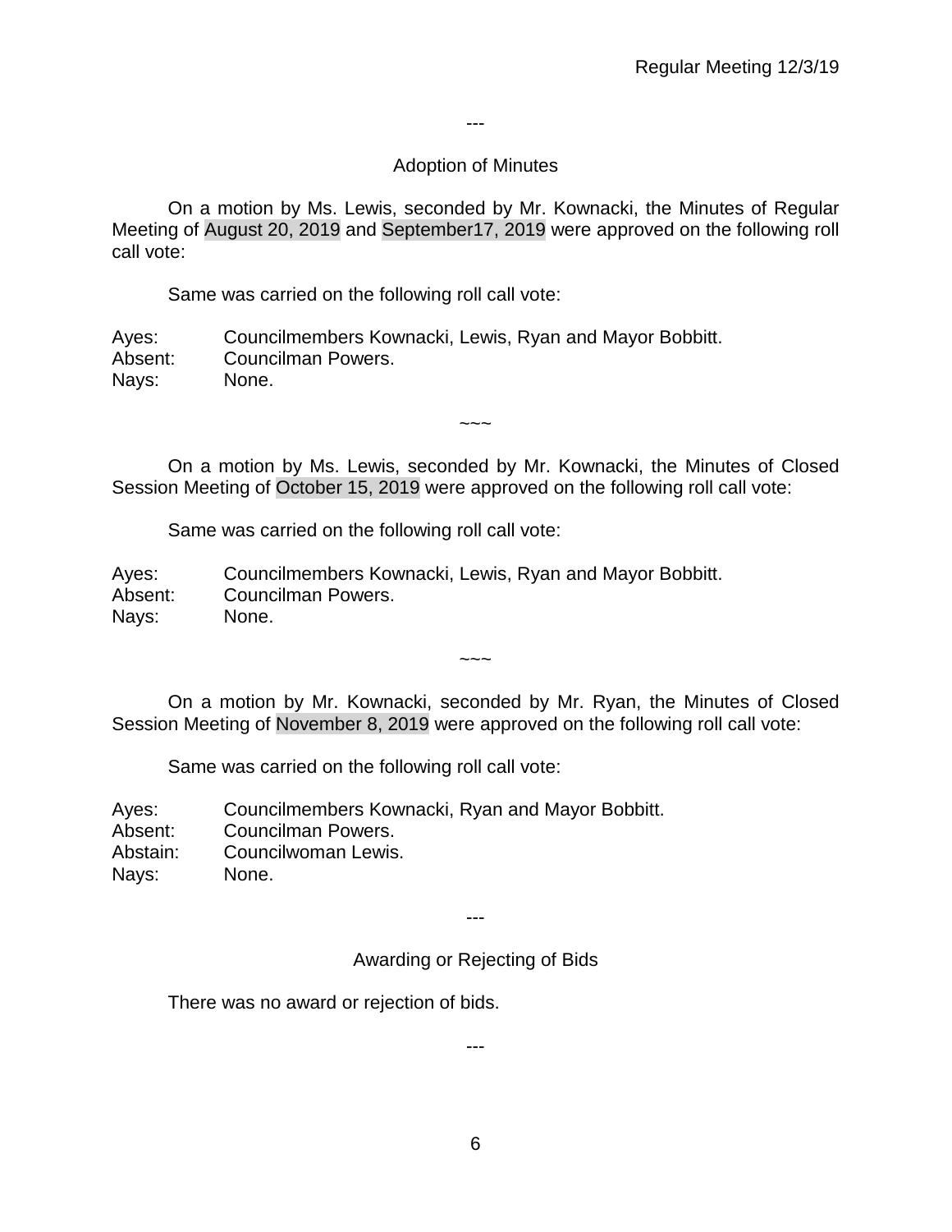---

## Adoption of Minutes

On a motion by Ms. Lewis, seconded by Mr. Kownacki, the Minutes of Regular Meeting of August 20, 2019 and September17, 2019 were approved on the following roll call vote:

Same was carried on the following roll call vote:

Ayes: Councilmembers Kownacki, Lewis, Ryan and Mayor Bobbitt.
Absent: Councilman Powers.
Nays: None.

~~~

On a motion by Ms. Lewis, seconded by Mr. Kownacki, the Minutes of Closed Session Meeting of October 15, 2019 were approved on the following roll call vote:

Same was carried on the following roll call vote:

Ayes: Councilmembers Kownacki, Lewis, Ryan and Mayor Bobbitt.
Absent: Councilman Powers.
Nays: None.

~~~

On a motion by Mr. Kownacki, seconded by Mr. Ryan, the Minutes of Closed Session Meeting of November 8, 2019 were approved on the following roll call vote:

Same was carried on the following roll call vote:

Ayes: Councilmembers Kownacki, Ryan and Mayor Bobbitt.
Absent: Councilman Powers.
Abstain: Councilwoman Lewis.
Nays: None.

---

## Awarding or Rejecting of Bids

There was no award or rejection of bids.

---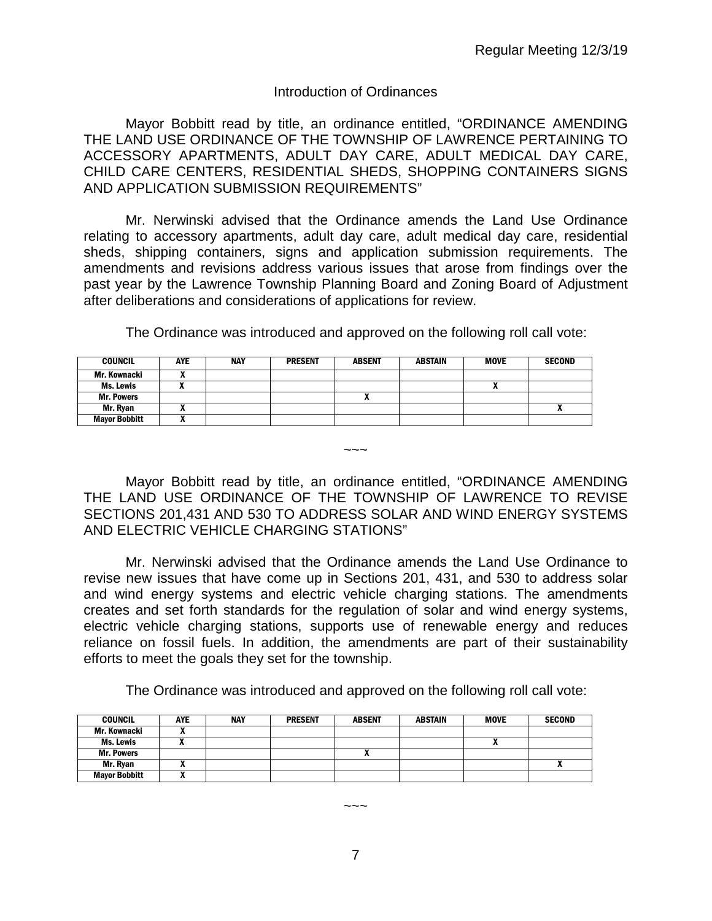## Introduction of Ordinances

Mayor Bobbitt read by title, an ordinance entitled, "ORDINANCE AMENDING THE LAND USE ORDINANCE OF THE TOWNSHIP OF LAWRENCE PERTAINING TO ACCESSORY APARTMENTS, ADULT DAY CARE, ADULT MEDICAL DAY CARE, CHILD CARE CENTERS, RESIDENTIAL SHEDS, SHOPPING CONTAINERS SIGNS AND APPLICATION SUBMISSION REQUIREMENTS"

Mr. Nerwinski advised that the Ordinance amends the Land Use Ordinance relating to accessory apartments, adult day care, adult medical day care, residential sheds, shipping containers, signs and application submission requirements. The amendments and revisions address various issues that arose from findings over the past year by the Lawrence Township Planning Board and Zoning Board of Adjustment after deliberations and considerations of applications for review.

The Ordinance was introduced and approved on the following roll call vote:

| COUNCIL | AYE | NAY | PRESENT | ABSENT | ABSTAIN | MOVE | SECOND |
|---|---|---|---|---|---|---|---|
| Mr. Kownacki | X | | | | | | |
| Ms. Lewis | X | | | | | X | |
| Mr. Powers | | | | X | | | |
| Mr. Ryan | X | | | | | | X |
| Mayor Bobbitt | X | | | | | | |

~~~

Mayor Bobbitt read by title, an ordinance entitled, "ORDINANCE AMENDING THE LAND USE ORDINANCE OF THE TOWNSHIP OF LAWRENCE TO REVISE SECTIONS 201,431 AND 530 TO ADDRESS SOLAR AND WIND ENERGY SYSTEMS AND ELECTRIC VEHICLE CHARGING STATIONS"

Mr. Nerwinski advised that the Ordinance amends the Land Use Ordinance to revise new issues that have come up in Sections 201, 431, and 530 to address solar and wind energy systems and electric vehicle charging stations. The amendments creates and set forth standards for the regulation of solar and wind energy systems, electric vehicle charging stations, supports use of renewable energy and reduces reliance on fossil fuels. In addition, the amendments are part of their sustainability efforts to meet the goals they set for the township.

The Ordinance was introduced and approved on the following roll call vote:

| COUNCIL | AYE | NAY | PRESENT | ABSENT | ABSTAIN | MOVE | SECOND |
|---|---|---|---|---|---|---|---|
| Mr. Kownacki | X | | | | | | |
| Ms. Lewis | X | | | | | X | |
| Mr. Powers | | | | X | | | |
| Mr. Ryan | X | | | | | | X |
| Mayor Bobbitt | X | | | | | | |

~~~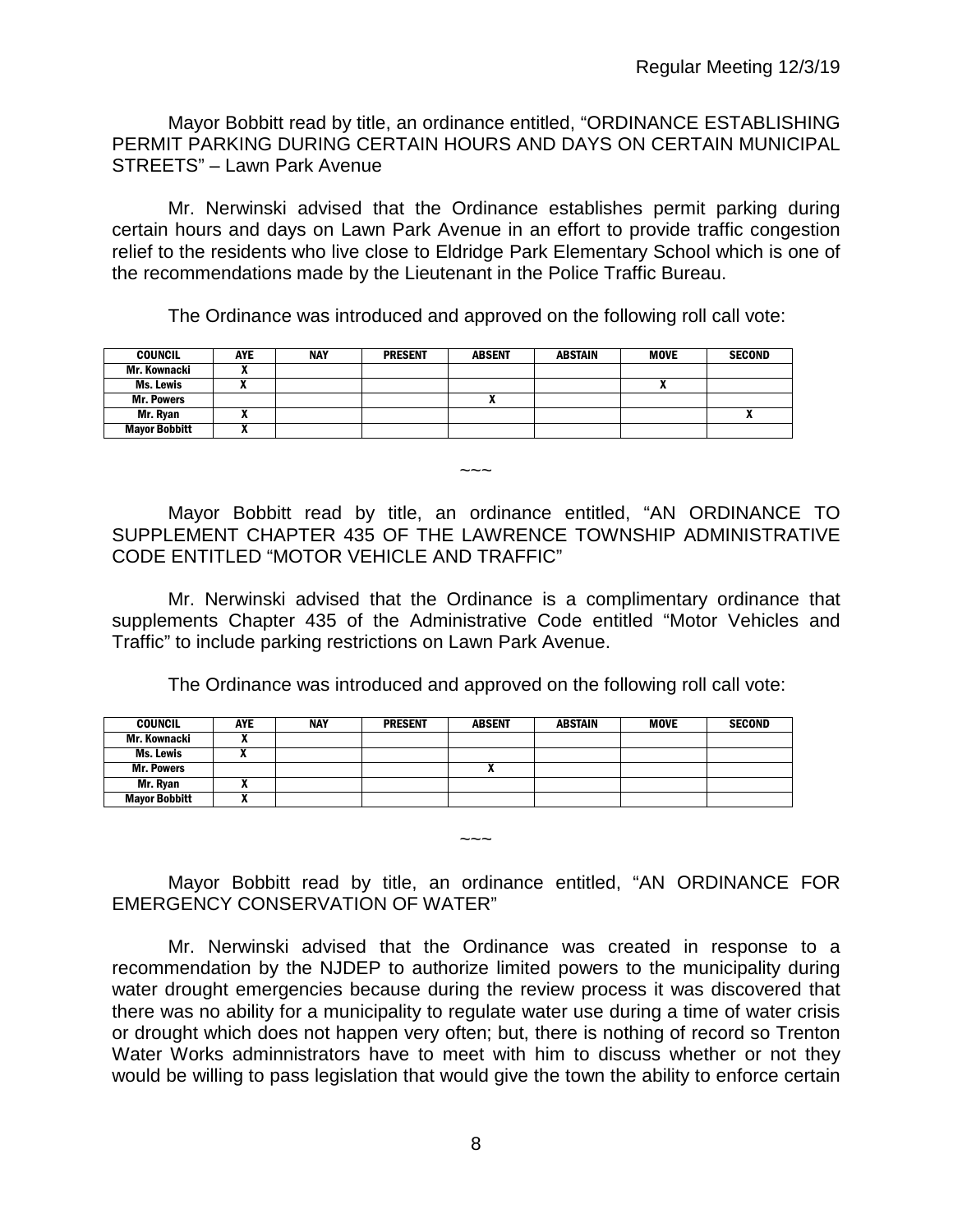Mayor Bobbitt read by title, an ordinance entitled, "ORDINANCE ESTABLISHING PERMIT PARKING DURING CERTAIN HOURS AND DAYS ON CERTAIN MUNICIPAL STREETS" – Lawn Park Avenue

Mr. Nerwinski advised that the Ordinance establishes permit parking during certain hours and days on Lawn Park Avenue in an effort to provide traffic congestion relief to the residents who live close to Eldridge Park Elementary School which is one of the recommendations made by the Lieutenant in the Police Traffic Bureau.

The Ordinance was introduced and approved on the following roll call vote:

| COUNCIL | AYE | NAY | PRESENT | ABSENT | ABSTAIN | MOVE | SECOND |
|---|---|---|---|---|---|---|---|
| Mr. Kownacki | X | | | | | | |
| Ms. Lewis | X | | | | | X | |
| Mr. Powers | | | | X | | | |
| Mr. Ryan | X | | | | | | X |
| Mayor Bobbitt | X | | | | | | |

~~~

Mayor Bobbitt read by title, an ordinance entitled, "AN ORDINANCE TO SUPPLEMENT CHAPTER 435 OF THE LAWRENCE TOWNSHIP ADMINISTRATIVE CODE ENTITLED "MOTOR VEHICLE AND TRAFFIC"

Mr. Nerwinski advised that the Ordinance is a complimentary ordinance that supplements Chapter 435 of the Administrative Code entitled "Motor Vehicles and Traffic" to include parking restrictions on Lawn Park Avenue.

The Ordinance was introduced and approved on the following roll call vote:

| COUNCIL | AYE | NAY | PRESENT | ABSENT | ABSTAIN | MOVE | SECOND |
|---|---|---|---|---|---|---|---|
| Mr. Kownacki | X | | | | | | |
| Ms. Lewis | X | | | | | | |
| Mr. Powers | | | | X | | | |
| Mr. Ryan | X | | | | | | |
| Mayor Bobbitt | X | | | | | | |

~~~

Mayor Bobbitt read by title, an ordinance entitled, "AN ORDINANCE FOR EMERGENCY CONSERVATION OF WATER"

Mr. Nerwinski advised that the Ordinance was created in response to a recommendation by the NJDEP to authorize limited powers to the municipality during water drought emergencies because during the review process it was discovered that there was no ability for a municipality to regulate water use during a time of water crisis or drought which does not happen very often; but, there is nothing of record so Trenton Water Works adminnistrators have to meet with him to discuss whether or not they would be willing to pass legislation that would give the town the ability to enforce certain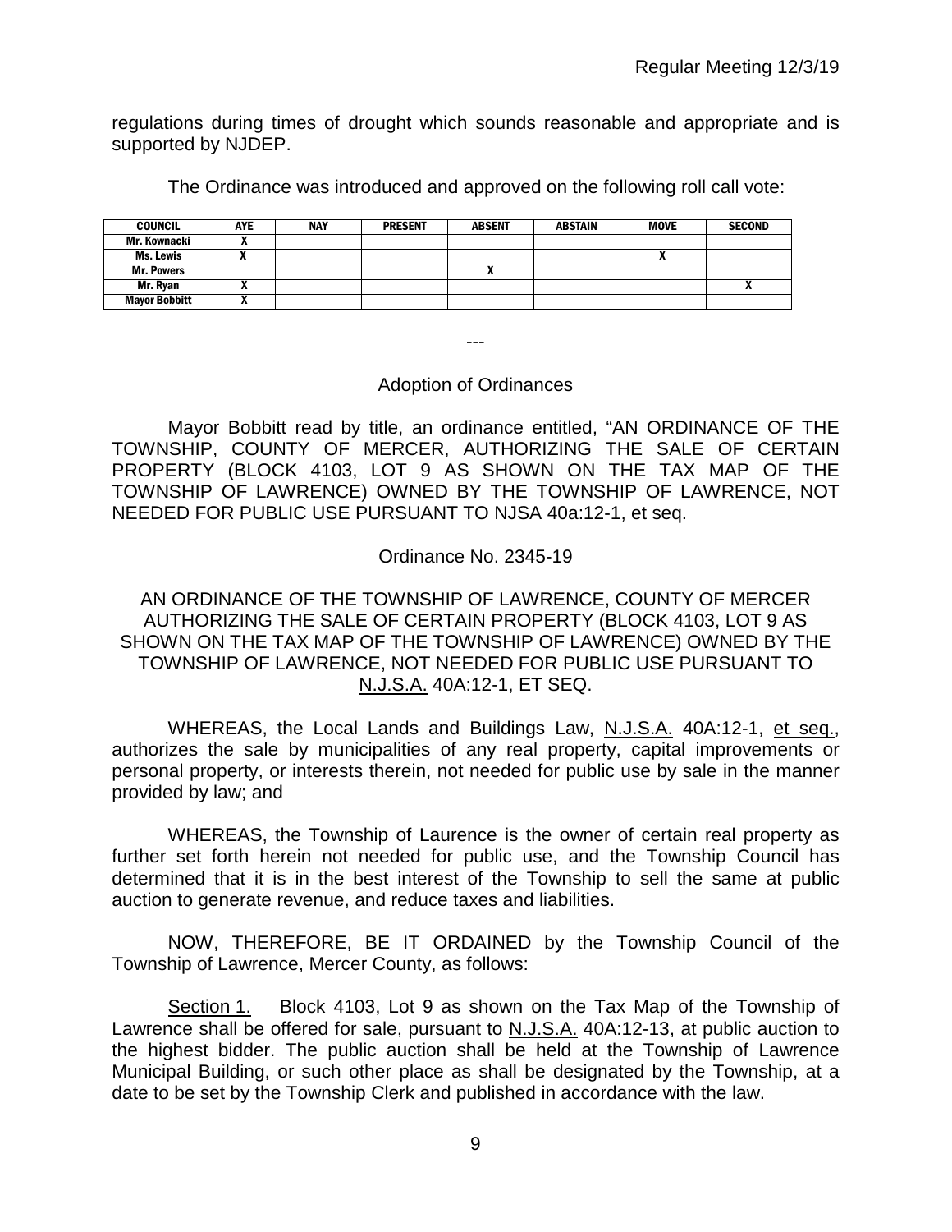regulations during times of drought which sounds reasonable and appropriate and is supported by NJDEP.

The Ordinance was introduced and approved on the following roll call vote:

| COUNCIL | AYE | NAY | PRESENT | ABSENT | ABSTAIN | MOVE | SECOND |
|---|---|---|---|---|---|---|---|
| Mr. Kownacki | X | | | | | | |
| Ms. Lewis | X | | | | | X | |
| Mr. Powers | | | | X | | | |
| Mr. Ryan | X | | | | | | X |
| Mayor Bobbitt | X | | | | | | |

---

## Adoption of Ordinances

Mayor Bobbitt read by title, an ordinance entitled, "AN ORDINANCE OF THE TOWNSHIP, COUNTY OF MERCER, AUTHORIZING THE SALE OF CERTAIN PROPERTY (BLOCK 4103, LOT 9 AS SHOWN ON THE TAX MAP OF THE TOWNSHIP OF LAWRENCE) OWNED BY THE TOWNSHIP OF LAWRENCE, NOT NEEDED FOR PUBLIC USE PURSUANT TO NJSA 40a:12-1, et seq.

### Ordinance No. 2345-19

AN ORDINANCE OF THE TOWNSHIP OF LAWRENCE, COUNTY OF MERCER AUTHORIZING THE SALE OF CERTAIN PROPERTY (BLOCK 4103, LOT 9 AS SHOWN ON THE TAX MAP OF THE TOWNSHIP OF LAWRENCE) OWNED BY THE TOWNSHIP OF LAWRENCE, NOT NEEDED FOR PUBLIC USE PURSUANT TO N.J.S.A. 40A:12-1, ET SEQ.

WHEREAS, the Local Lands and Buildings Law, N.J.S.A. 40A:12-1, et seq., authorizes the sale by municipalities of any real property, capital improvements or personal property, or interests therein, not needed for public use by sale in the manner provided by law; and

WHEREAS, the Township of Laurence is the owner of certain real property as further set forth herein not needed for public use, and the Township Council has determined that it is in the best interest of the Township to sell the same at public auction to generate revenue, and reduce taxes and liabilities.

NOW, THEREFORE, BE IT ORDAINED by the Township Council of the Township of Lawrence, Mercer County, as follows:

Section 1. Block 4103, Lot 9 as shown on the Tax Map of the Township of Lawrence shall be offered for sale, pursuant to N.J.S.A. 40A:12-13, at public auction to the highest bidder. The public auction shall be held at the Township of Lawrence Municipal Building, or such other place as shall be designated by the Township, at a date to be set by the Township Clerk and published in accordance with the law.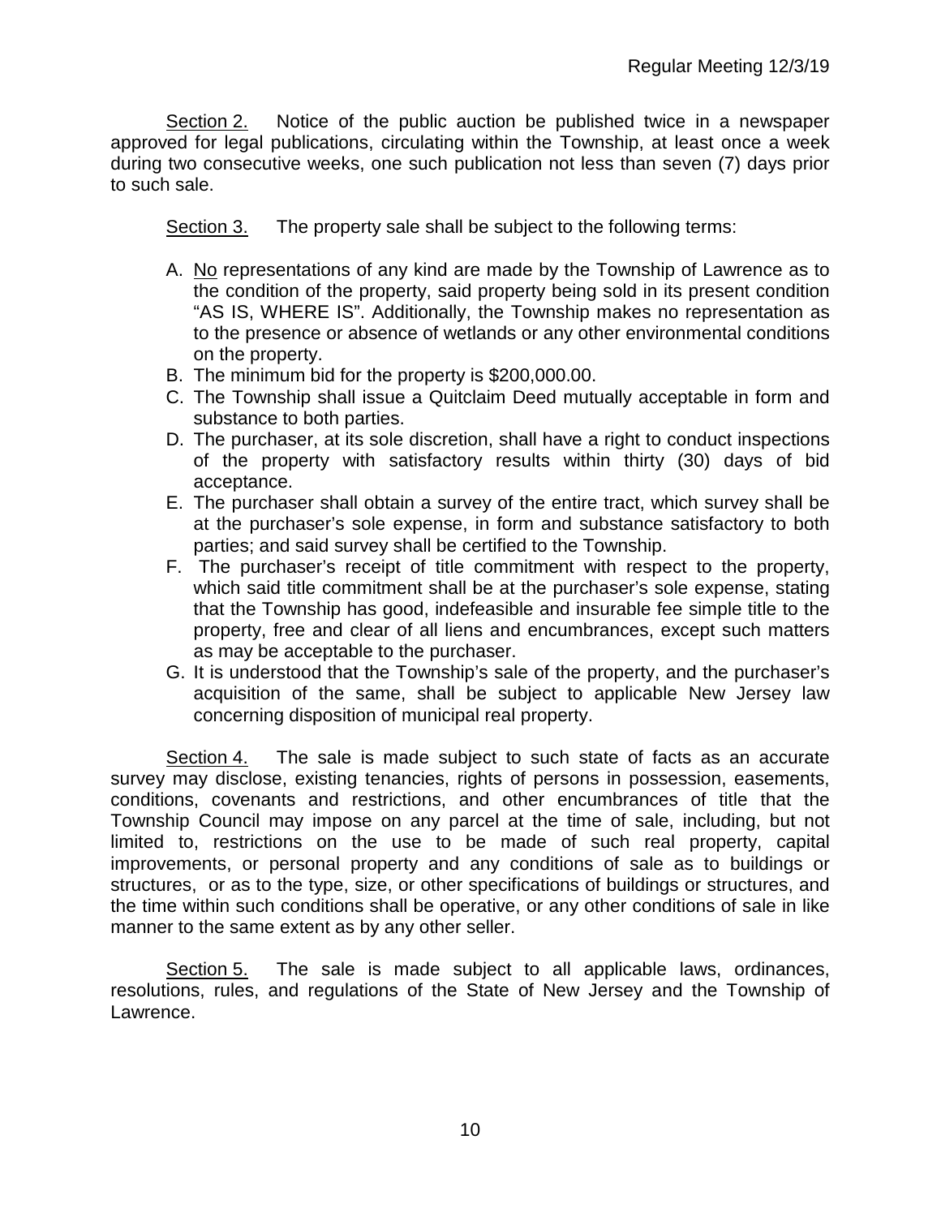Section 2. Notice of the public auction be published twice in a newspaper approved for legal publications, circulating within the Township, at least once a week during two consecutive weeks, one such publication not less than seven (7) days prior to such sale.

Section 3. The property sale shall be subject to the following terms:

A. No representations of any kind are made by the Township of Lawrence as to the condition of the property, said property being sold in its present condition "AS IS, WHERE IS". Additionally, the Township makes no representation as to the presence or absence of wetlands or any other environmental conditions on the property.
B. The minimum bid for the property is $200,000.00.
C. The Township shall issue a Quitclaim Deed mutually acceptable in form and substance to both parties.
D. The purchaser, at its sole discretion, shall have a right to conduct inspections of the property with satisfactory results within thirty (30) days of bid acceptance.
E. The purchaser shall obtain a survey of the entire tract, which survey shall be at the purchaser's sole expense, in form and substance satisfactory to both parties; and said survey shall be certified to the Township.
F. The purchaser's receipt of title commitment with respect to the property, which said title commitment shall be at the purchaser's sole expense, stating that the Township has good, indefeasible and insurable fee simple title to the property, free and clear of all liens and encumbrances, except such matters as may be acceptable to the purchaser.
G. It is understood that the Township's sale of the property, and the purchaser's acquisition of the same, shall be subject to applicable New Jersey law concerning disposition of municipal real property.

Section 4. The sale is made subject to such state of facts as an accurate survey may disclose, existing tenancies, rights of persons in possession, easements, conditions, covenants and restrictions, and other encumbrances of title that the Township Council may impose on any parcel at the time of sale, including, but not limited to, restrictions on the use to be made of such real property, capital improvements, or personal property and any conditions of sale as to buildings or structures, or as to the type, size, or other specifications of buildings or structures, and the time within such conditions shall be operative, or any other conditions of sale in like manner to the same extent as by any other seller.

Section 5. The sale is made subject to all applicable laws, ordinances, resolutions, rules, and regulations of the State of New Jersey and the Township of Lawrence.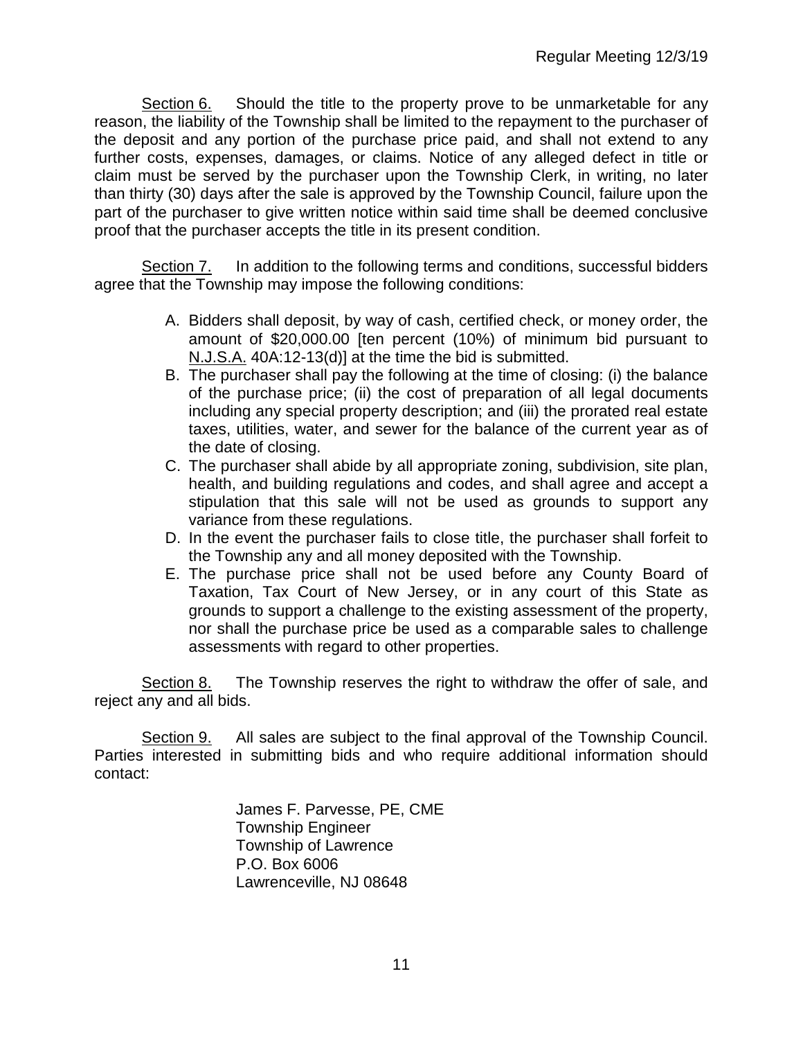Section 6. Should the title to the property prove to be unmarketable for any reason, the liability of the Township shall be limited to the repayment to the purchaser of the deposit and any portion of the purchase price paid, and shall not extend to any further costs, expenses, damages, or claims. Notice of any alleged defect in title or claim must be served by the purchaser upon the Township Clerk, in writing, no later than thirty (30) days after the sale is approved by the Township Council, failure upon the part of the purchaser to give written notice within said time shall be deemed conclusive proof that the purchaser accepts the title in its present condition.

Section 7. In addition to the following terms and conditions, successful bidders agree that the Township may impose the following conditions:

A. Bidders shall deposit, by way of cash, certified check, or money order, the amount of $20,000.00 [ten percent (10%) of minimum bid pursuant to N.J.S.A. 40A:12-13(d)] at the time the bid is submitted.
B. The purchaser shall pay the following at the time of closing: (i) the balance of the purchase price; (ii) the cost of preparation of all legal documents including any special property description; and (iii) the prorated real estate taxes, utilities, water, and sewer for the balance of the current year as of the date of closing.
C. The purchaser shall abide by all appropriate zoning, subdivision, site plan, health, and building regulations and codes, and shall agree and accept a stipulation that this sale will not be used as grounds to support any variance from these regulations.
D. In the event the purchaser fails to close title, the purchaser shall forfeit to the Township any and all money deposited with the Township.
E. The purchase price shall not be used before any County Board of Taxation, Tax Court of New Jersey, or in any court of this State as grounds to support a challenge to the existing assessment of the property, nor shall the purchase price be used as a comparable sales to challenge assessments with regard to other properties.

Section 8. The Township reserves the right to withdraw the offer of sale, and reject any and all bids.

Section 9. All sales are subject to the final approval of the Township Council. Parties interested in submitting bids and who require additional information should contact:

James F. Parvesse, PE, CME
Township Engineer
Township of Lawrence
P.O. Box 6006
Lawrenceville, NJ 08648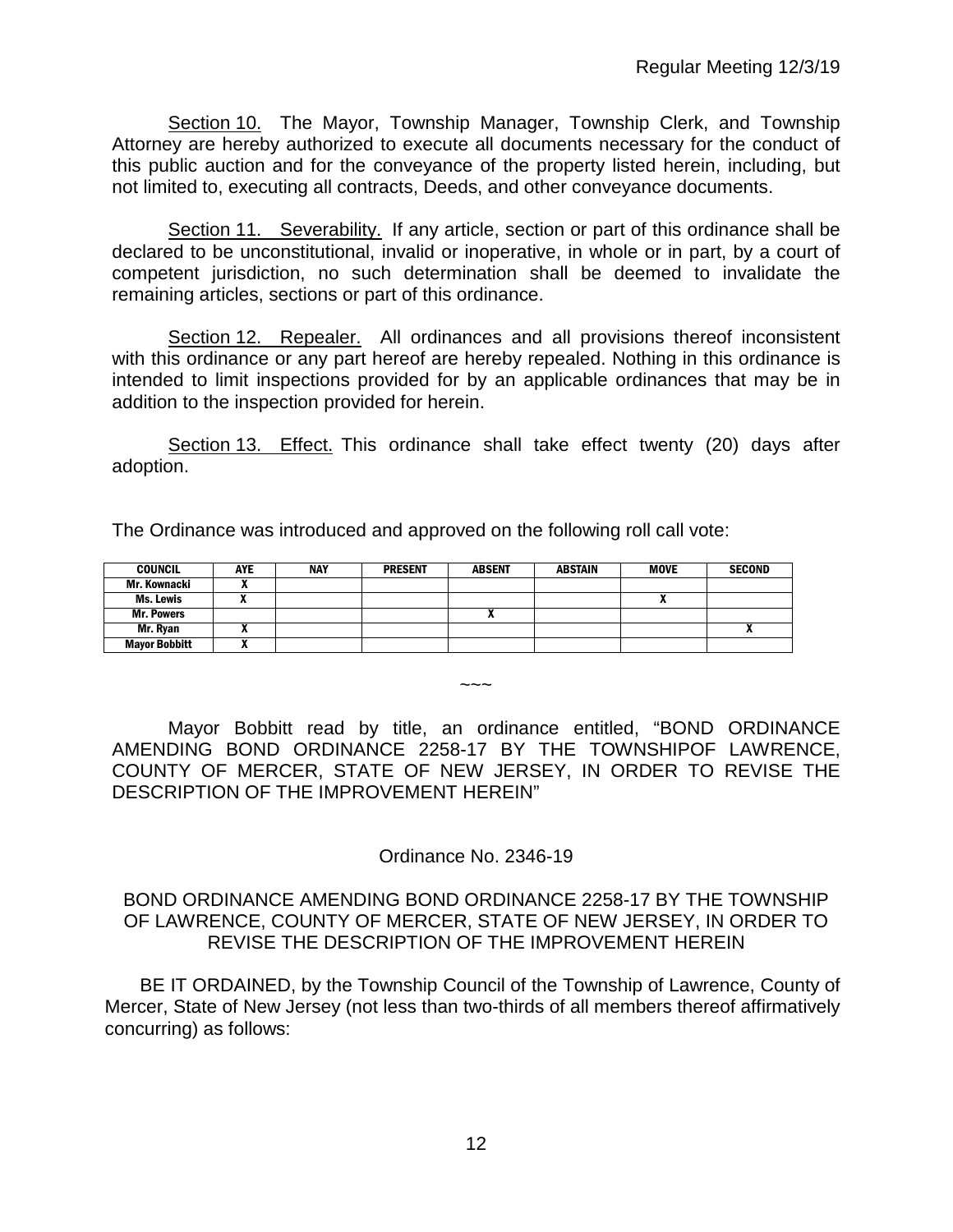Section 10. The Mayor, Township Manager, Township Clerk, and Township Attorney are hereby authorized to execute all documents necessary for the conduct of this public auction and for the conveyance of the property listed herein, including, but not limited to, executing all contracts, Deeds, and other conveyance documents.

Section 11. Severability. If any article, section or part of this ordinance shall be declared to be unconstitutional, invalid or inoperative, in whole or in part, by a court of competent jurisdiction, no such determination shall be deemed to invalidate the remaining articles, sections or part of this ordinance.

Section 12. Repealer. All ordinances and all provisions thereof inconsistent with this ordinance or any part hereof are hereby repealed. Nothing in this ordinance is intended to limit inspections provided for by an applicable ordinances that may be in addition to the inspection provided for herein.

Section 13. Effect. This ordinance shall take effect twenty (20) days after adoption.

The Ordinance was introduced and approved on the following roll call vote:

| COUNCIL | AYE | NAY | PRESENT | ABSENT | ABSTAIN | MOVE | SECOND |
|---|---|---|---|---|---|---|---|
| Mr. Kownacki | X | | | | | | |
| Ms. Lewis | X | | | | | X | |
| Mr. Powers | | | | X | | | |
| Mr. Ryan | X | | | | | | X |
| Mayor Bobbitt | X | | | | | | |

~~~

Mayor Bobbitt read by title, an ordinance entitled, "BOND ORDINANCE AMENDING BOND ORDINANCE 2258-17 BY THE TOWNSHIPOF LAWRENCE, COUNTY OF MERCER, STATE OF NEW JERSEY, IN ORDER TO REVISE THE DESCRIPTION OF THE IMPROVEMENT HEREIN"

Ordinance No. 2346-19

BOND ORDINANCE AMENDING BOND ORDINANCE 2258-17 BY THE TOWNSHIP OF LAWRENCE, COUNTY OF MERCER, STATE OF NEW JERSEY, IN ORDER TO REVISE THE DESCRIPTION OF THE IMPROVEMENT HEREIN

BE IT ORDAINED, by the Township Council of the Township of Lawrence, County of Mercer, State of New Jersey (not less than two-thirds of all members thereof affirmatively concurring) as follows: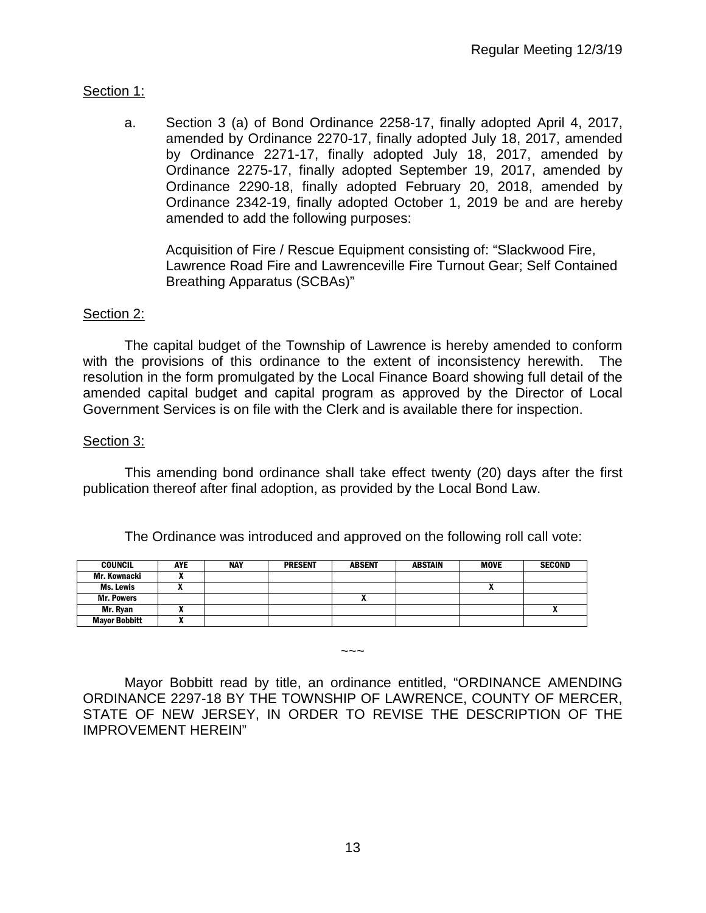Section 1:

a. Section 3 (a) of Bond Ordinance 2258-17, finally adopted April 4, 2017, amended by Ordinance 2270-17, finally adopted July 18, 2017, amended by Ordinance 2271-17, finally adopted July 18, 2017, amended by Ordinance 2275-17, finally adopted September 19, 2017, amended by Ordinance 2290-18, finally adopted February 20, 2018, amended by Ordinance 2342-19, finally adopted October 1, 2019 be and are hereby amended to add the following purposes:

   Acquisition of Fire / Rescue Equipment consisting of: "Slackwood Fire, Lawrence Road Fire and Lawrenceville Fire Turnout Gear; Self Contained Breathing Apparatus (SCBAs)"

Section 2:

The capital budget of the Township of Lawrence is hereby amended to conform with the provisions of this ordinance to the extent of inconsistency herewith. The resolution in the form promulgated by the Local Finance Board showing full detail of the amended capital budget and capital program as approved by the Director of Local Government Services is on file with the Clerk and is available there for inspection.

Section 3:

This amending bond ordinance shall take effect twenty (20) days after the first publication thereof after final adoption, as provided by the Local Bond Law.

The Ordinance was introduced and approved on the following roll call vote:

| COUNCIL | AYE | NAY | PRESENT | ABSENT | ABSTAIN | MOVE | SECOND |
|---|---|---|---|---|---|---|---|
| Mr. Kownacki | X | | | | | | |
| Ms. Lewis | X | | | | | X | |
| Mr. Powers | | | | X | | | |
| Mr. Ryan | X | | | | | | X |
| Mayor Bobbitt | X | | | | | | |

~~~

Mayor Bobbitt read by title, an ordinance entitled, "ORDINANCE AMENDING ORDINANCE 2297-18 BY THE TOWNSHIP OF LAWRENCE, COUNTY OF MERCER, STATE OF NEW JERSEY, IN ORDER TO REVISE THE DESCRIPTION OF THE IMPROVEMENT HEREIN"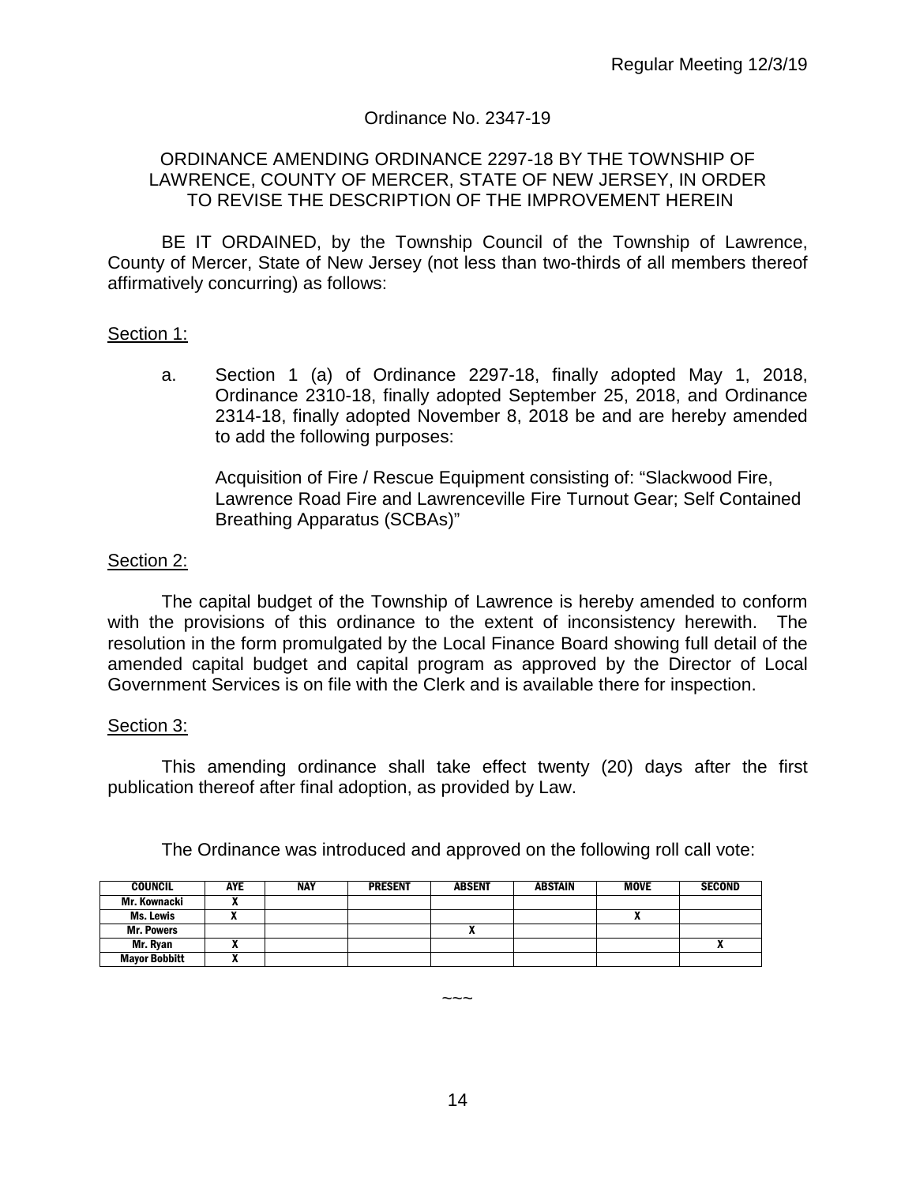Ordinance No. 2347-19

ORDINANCE AMENDING ORDINANCE 2297-18 BY THE TOWNSHIP OF LAWRENCE, COUNTY OF MERCER, STATE OF NEW JERSEY, IN ORDER TO REVISE THE DESCRIPTION OF THE IMPROVEMENT HEREIN

BE IT ORDAINED, by the Township Council of the Township of Lawrence, County of Mercer, State of New Jersey (not less than two-thirds of all members thereof affirmatively concurring) as follows:

Section 1:

a. Section 1 (a) of Ordinance 2297-18, finally adopted May 1, 2018, Ordinance 2310-18, finally adopted September 25, 2018, and Ordinance 2314-18, finally adopted November 8, 2018 be and are hereby amended to add the following purposes:

Acquisition of Fire / Rescue Equipment consisting of: "Slackwood Fire, Lawrence Road Fire and Lawrenceville Fire Turnout Gear; Self Contained Breathing Apparatus (SCBAs)"

Section 2:

The capital budget of the Township of Lawrence is hereby amended to conform with the provisions of this ordinance to the extent of inconsistency herewith. The resolution in the form promulgated by the Local Finance Board showing full detail of the amended capital budget and capital program as approved by the Director of Local Government Services is on file with the Clerk and is available there for inspection.

Section 3:

This amending ordinance shall take effect twenty (20) days after the first publication thereof after final adoption, as provided by Law.

The Ordinance was introduced and approved on the following roll call vote:

| COUNCIL | AYE | NAY | PRESENT | ABSENT | ABSTAIN | MOVE | SECOND |
|---|---|---|---|---|---|---|---|
| Mr. Kownacki | X | | | | | | |
| Ms. Lewis | X | | | | | X | |
| Mr. Powers | | | | X | | | |
| Mr. Ryan | X | | | | | | X |
| Mayor Bobbitt | X | | | | | | |

~~~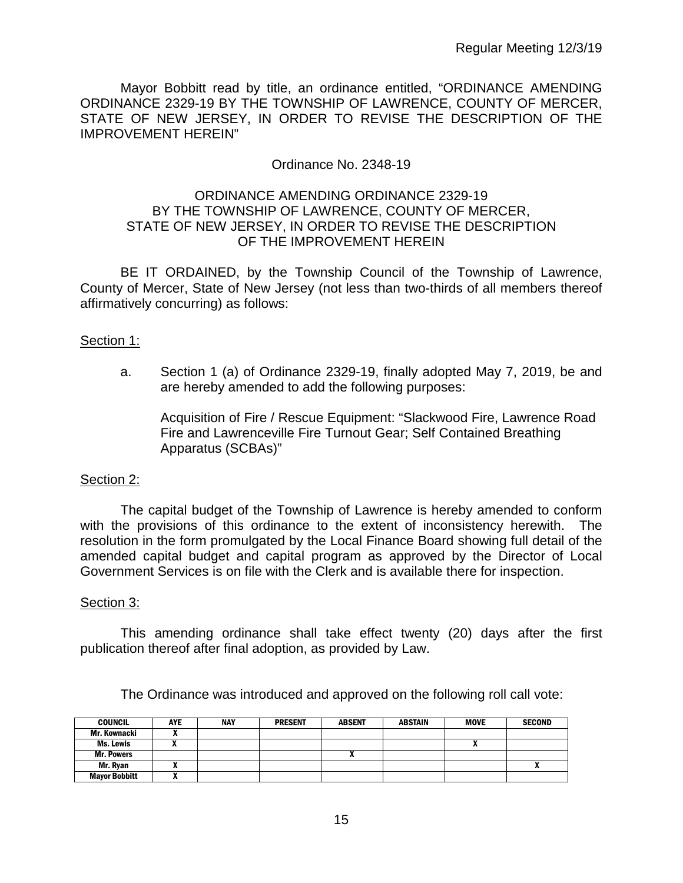Mayor Bobbitt read by title, an ordinance entitled, "ORDINANCE AMENDING ORDINANCE 2329-19 BY THE TOWNSHIP OF LAWRENCE, COUNTY OF MERCER, STATE OF NEW JERSEY, IN ORDER TO REVISE THE DESCRIPTION OF THE IMPROVEMENT HEREIN"

Ordinance No. 2348-19

ORDINANCE AMENDING ORDINANCE 2329-19
BY THE TOWNSHIP OF LAWRENCE, COUNTY OF MERCER,
STATE OF NEW JERSEY, IN ORDER TO REVISE THE DESCRIPTION
OF THE IMPROVEMENT HEREIN

BE IT ORDAINED, by the Township Council of the Township of Lawrence, County of Mercer, State of New Jersey (not less than two-thirds of all members thereof affirmatively concurring) as follows:

Section 1:

a. Section 1 (a) of Ordinance 2329-19, finally adopted May 7, 2019, be and are hereby amended to add the following purposes:

Acquisition of Fire / Rescue Equipment: "Slackwood Fire, Lawrence Road Fire and Lawrenceville Fire Turnout Gear; Self Contained Breathing Apparatus (SCBAs)"

Section 2:

The capital budget of the Township of Lawrence is hereby amended to conform with the provisions of this ordinance to the extent of inconsistency herewith. The resolution in the form promulgated by the Local Finance Board showing full detail of the amended capital budget and capital program as approved by the Director of Local Government Services is on file with the Clerk and is available there for inspection.

Section 3:

This amending ordinance shall take effect twenty (20) days after the first publication thereof after final adoption, as provided by Law.

The Ordinance was introduced and approved on the following roll call vote:

| COUNCIL | AYE | NAY | PRESENT | ABSENT | ABSTAIN | MOVE | SECOND |
|---|---|---|---|---|---|---|---|
| Mr. Kownacki | X | | | | | | |
| Ms. Lewis | X | | | | | X | |
| Mr. Powers | | | | X | | | |
| Mr. Ryan | X | | | | | | X |
| Mayor Bobbitt | X | | | | | | |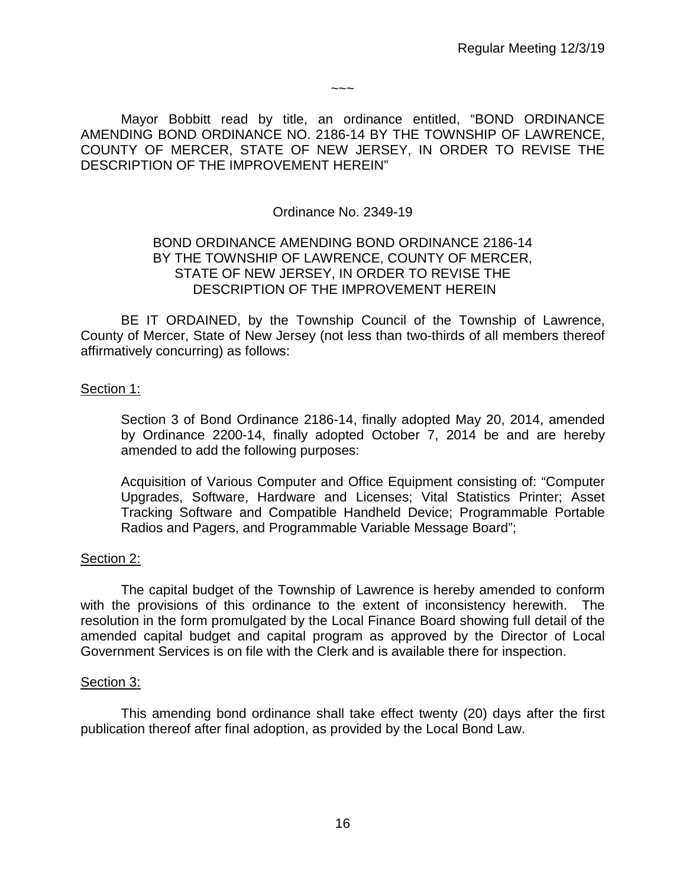~~~

Mayor Bobbitt read by title, an ordinance entitled, "BOND ORDINANCE AMENDING BOND ORDINANCE NO. 2186-14 BY THE TOWNSHIP OF LAWRENCE, COUNTY OF MERCER, STATE OF NEW JERSEY, IN ORDER TO REVISE THE DESCRIPTION OF THE IMPROVEMENT HEREIN"

Ordinance No. 2349-19

BOND ORDINANCE AMENDING BOND ORDINANCE 2186-14 BY THE TOWNSHIP OF LAWRENCE, COUNTY OF MERCER, STATE OF NEW JERSEY, IN ORDER TO REVISE THE DESCRIPTION OF THE IMPROVEMENT HEREIN

BE IT ORDAINED, by the Township Council of the Township of Lawrence, County of Mercer, State of New Jersey (not less than two-thirds of all members thereof affirmatively concurring) as follows:

Section 1:

Section 3 of Bond Ordinance 2186-14, finally adopted May 20, 2014, amended by Ordinance 2200-14, finally adopted October 7, 2014 be and are hereby amended to add the following purposes:

Acquisition of Various Computer and Office Equipment consisting of: "Computer Upgrades, Software, Hardware and Licenses; Vital Statistics Printer; Asset Tracking Software and Compatible Handheld Device; Programmable Portable Radios and Pagers, and Programmable Variable Message Board";

Section 2:

The capital budget of the Township of Lawrence is hereby amended to conform with the provisions of this ordinance to the extent of inconsistency herewith. The resolution in the form promulgated by the Local Finance Board showing full detail of the amended capital budget and capital program as approved by the Director of Local Government Services is on file with the Clerk and is available there for inspection.

Section 3:

This amending bond ordinance shall take effect twenty (20) days after the first publication thereof after final adoption, as provided by the Local Bond Law.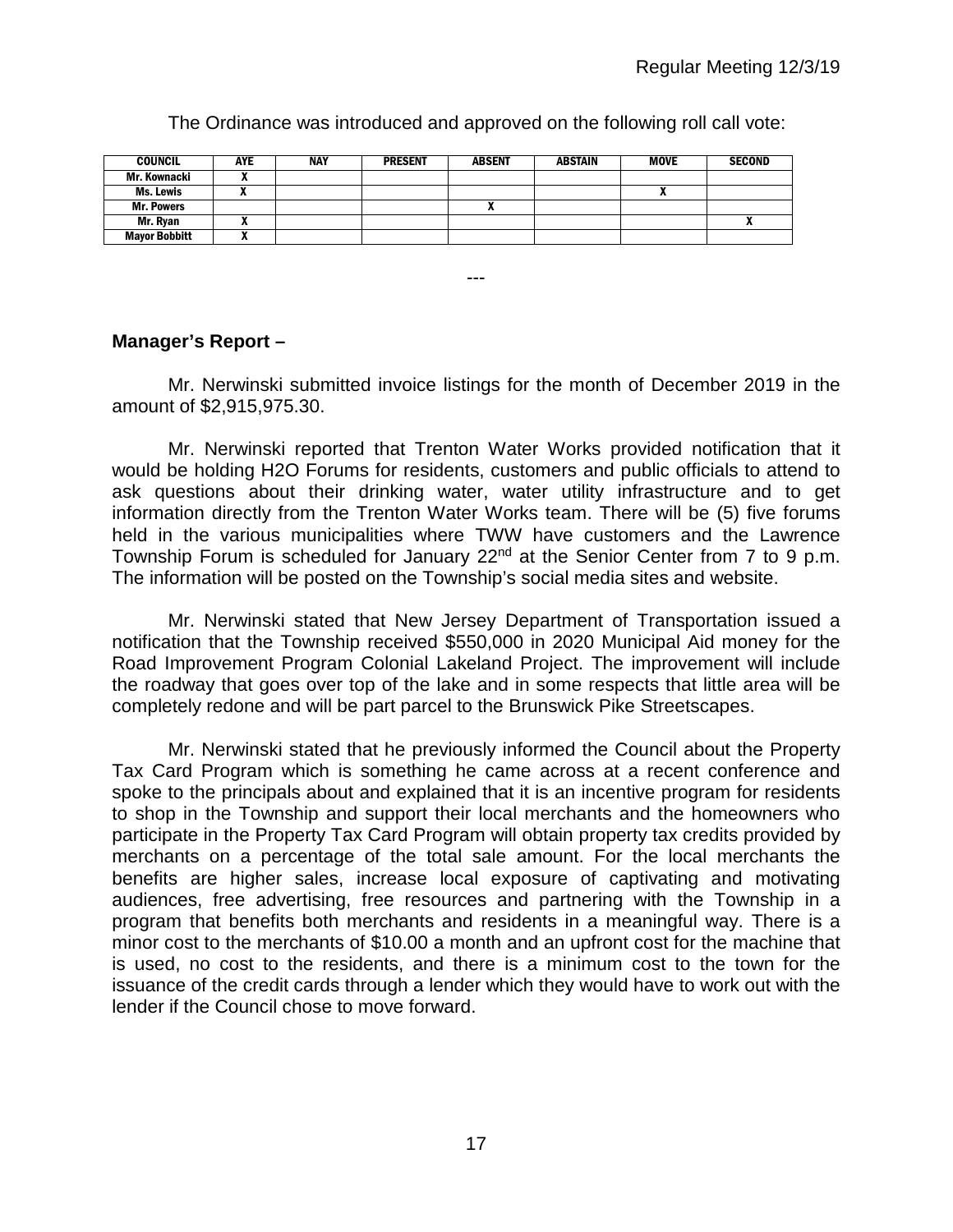The Ordinance was introduced and approved on the following roll call vote:

| COUNCIL | AYE | NAY | PRESENT | ABSENT | ABSTAIN | MOVE | SECOND |
|---|---|---|---|---|---|---|---|
| Mr. Kownacki | X | | | | | | |
| Ms. Lewis | X | | | | | X | |
| Mr. Powers | | | | X | | | |
| Mr. Ryan | X | | | | | | X |
| Mayor Bobbitt | X | | | | | | |

---

**Manager's Report –**

Mr. Nerwinski submitted invoice listings for the month of December 2019 in the amount of $2,915,975.30.

Mr. Nerwinski reported that Trenton Water Works provided notification that it would be holding H2O Forums for residents, customers and public officials to attend to ask questions about their drinking water, water utility infrastructure and to get information directly from the Trenton Water Works team. There will be (5) five forums held in the various municipalities where TWW have customers and the Lawrence Township Forum is scheduled for January 22nd at the Senior Center from 7 to 9 p.m. The information will be posted on the Township's social media sites and website.

Mr. Nerwinski stated that New Jersey Department of Transportation issued a notification that the Township received $550,000 in 2020 Municipal Aid money for the Road Improvement Program Colonial Lakeland Project. The improvement will include the roadway that goes over top of the lake and in some respects that little area will be completely redone and will be part parcel to the Brunswick Pike Streetscapes.

Mr. Nerwinski stated that he previously informed the Council about the Property Tax Card Program which is something he came across at a recent conference and spoke to the principals about and explained that it is an incentive program for residents to shop in the Township and support their local merchants and the homeowners who participate in the Property Tax Card Program will obtain property tax credits provided by merchants on a percentage of the total sale amount. For the local merchants the benefits are higher sales, increase local exposure of captivating and motivating audiences, free advertising, free resources and partnering with the Township in a program that benefits both merchants and residents in a meaningful way. There is a minor cost to the merchants of $10.00 a month and an upfront cost for the machine that is used, no cost to the residents, and there is a minimum cost to the town for the issuance of the credit cards through a lender which they would have to work out with the lender if the Council chose to move forward.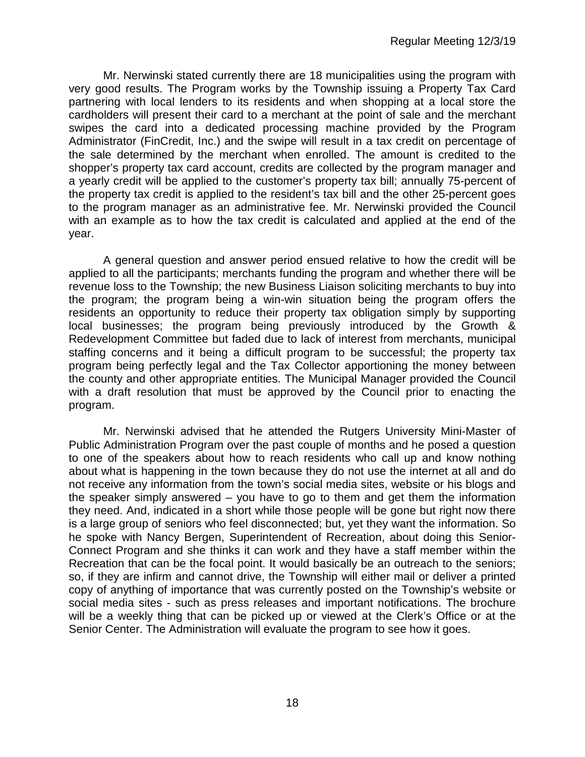Mr. Nerwinski stated currently there are 18 municipalities using the program with very good results. The Program works by the Township issuing a Property Tax Card partnering with local lenders to its residents and when shopping at a local store the cardholders will present their card to a merchant at the point of sale and the merchant swipes the card into a dedicated processing machine provided by the Program Administrator (FinCredit, Inc.) and the swipe will result in a tax credit on percentage of the sale determined by the merchant when enrolled. The amount is credited to the shopper's property tax card account, credits are collected by the program manager and a yearly credit will be applied to the customer's property tax bill; annually 75-percent of the property tax credit is applied to the resident's tax bill and the other 25-percent goes to the program manager as an administrative fee. Mr. Nerwinski provided the Council with an example as to how the tax credit is calculated and applied at the end of the year.

A general question and answer period ensued relative to how the credit will be applied to all the participants; merchants funding the program and whether there will be revenue loss to the Township; the new Business Liaison soliciting merchants to buy into the program; the program being a win-win situation being the program offers the residents an opportunity to reduce their property tax obligation simply by supporting local businesses; the program being previously introduced by the Growth & Redevelopment Committee but faded due to lack of interest from merchants, municipal staffing concerns and it being a difficult program to be successful; the property tax program being perfectly legal and the Tax Collector apportioning the money between the county and other appropriate entities. The Municipal Manager provided the Council with a draft resolution that must be approved by the Council prior to enacting the program.

Mr. Nerwinski advised that he attended the Rutgers University Mini-Master of Public Administration Program over the past couple of months and he posed a question to one of the speakers about how to reach residents who call up and know nothing about what is happening in the town because they do not use the internet at all and do not receive any information from the town's social media sites, website or his blogs and the speaker simply answered – you have to go to them and get them the information they need. And, indicated in a short while those people will be gone but right now there is a large group of seniors who feel disconnected; but, yet they want the information. So he spoke with Nancy Bergen, Superintendent of Recreation, about doing this Senior-Connect Program and she thinks it can work and they have a staff member within the Recreation that can be the focal point. It would basically be an outreach to the seniors; so, if they are infirm and cannot drive, the Township will either mail or deliver a printed copy of anything of importance that was currently posted on the Township's website or social media sites - such as press releases and important notifications. The brochure will be a weekly thing that can be picked up or viewed at the Clerk's Office or at the Senior Center. The Administration will evaluate the program to see how it goes.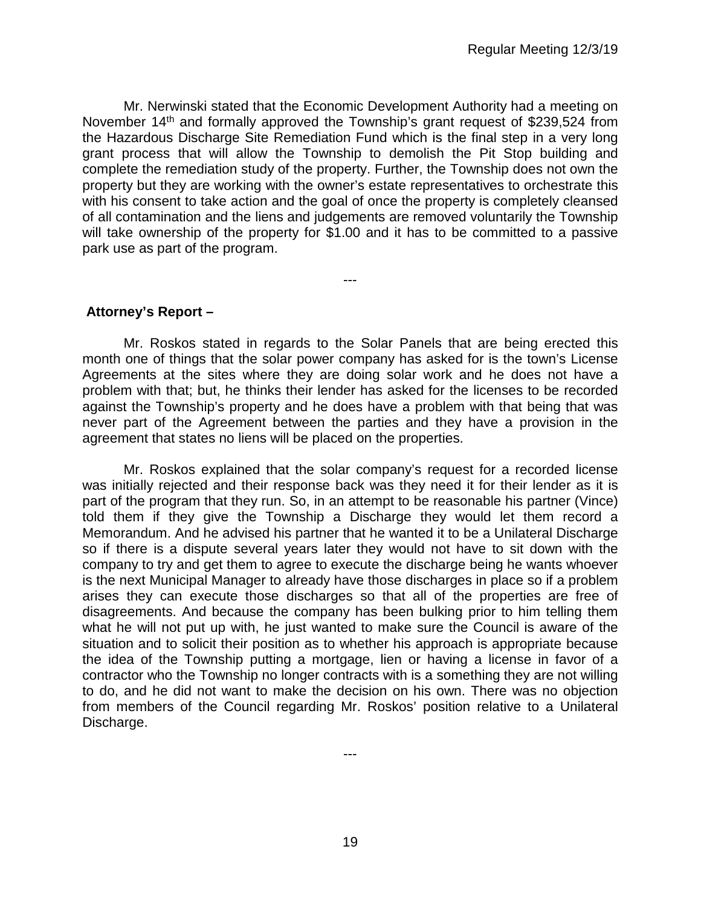Mr. Nerwinski stated that the Economic Development Authority had a meeting on November 14th and formally approved the Township's grant request of $239,524 from the Hazardous Discharge Site Remediation Fund which is the final step in a very long grant process that will allow the Township to demolish the Pit Stop building and complete the remediation study of the property. Further, the Township does not own the property but they are working with the owner's estate representatives to orchestrate this with his consent to take action and the goal of once the property is completely cleansed of all contamination and the liens and judgements are removed voluntarily the Township will take ownership of the property for $1.00 and it has to be committed to a passive park use as part of the program.

---

**Attorney's Report –**

Mr. Roskos stated in regards to the Solar Panels that are being erected this month one of things that the solar power company has asked for is the town's License Agreements at the sites where they are doing solar work and he does not have a problem with that; but, he thinks their lender has asked for the licenses to be recorded against the Township's property and he does have a problem with that being that was never part of the Agreement between the parties and they have a provision in the agreement that states no liens will be placed on the properties.

Mr. Roskos explained that the solar company's request for a recorded license was initially rejected and their response back was they need it for their lender as it is part of the program that they run. So, in an attempt to be reasonable his partner (Vince) told them if they give the Township a Discharge they would let them record a Memorandum. And he advised his partner that he wanted it to be a Unilateral Discharge so if there is a dispute several years later they would not have to sit down with the company to try and get them to agree to execute the discharge being he wants whoever is the next Municipal Manager to already have those discharges in place so if a problem arises they can execute those discharges so that all of the properties are free of disagreements. And because the company has been bulking prior to him telling them what he will not put up with, he just wanted to make sure the Council is aware of the situation and to solicit their position as to whether his approach is appropriate because the idea of the Township putting a mortgage, lien or having a license in favor of a contractor who the Township no longer contracts with is a something they are not willing to do, and he did not want to make the decision on his own. There was no objection from members of the Council regarding Mr. Roskos' position relative to a Unilateral Discharge.

---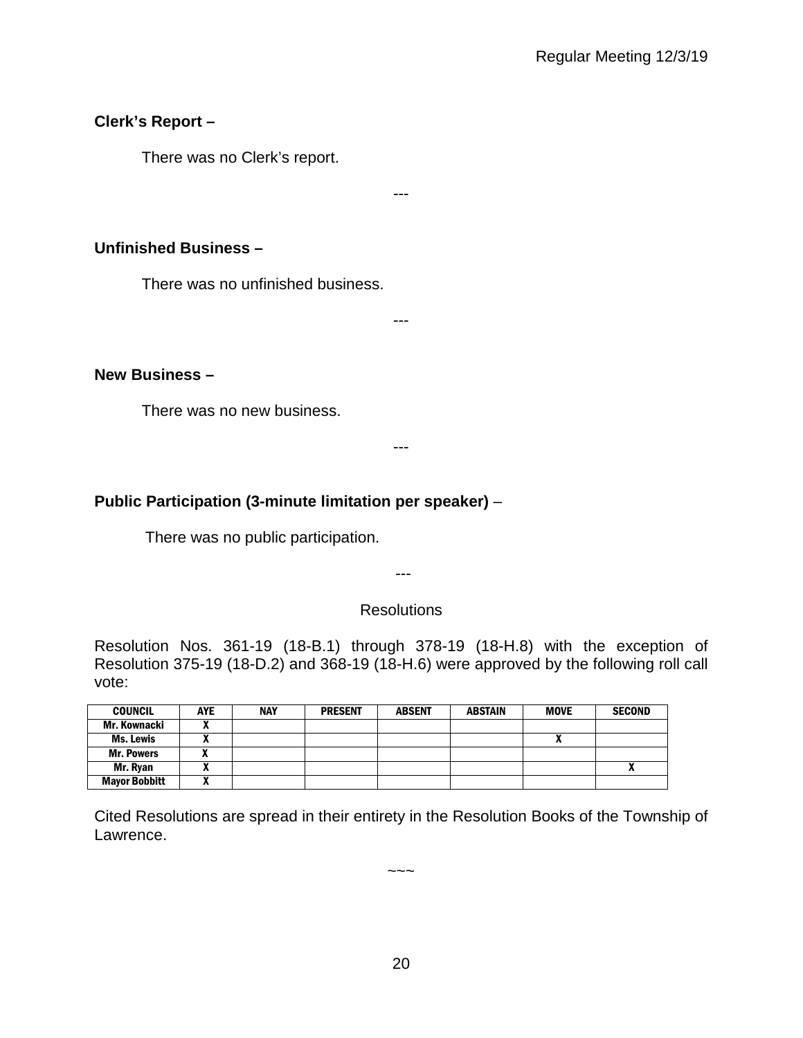**Clerk's Report –**

There was no Clerk's report.

---

**Unfinished Business –**

There was no unfinished business.

---

**New Business –**

There was no new business.

---

**Public Participation (3-minute limitation per speaker)** –

There was no public participation.

---

Resolutions

Resolution Nos. 361-19 (18-B.1) through 378-19 (18-H.8) with the exception of Resolution 375-19 (18-D.2) and 368-19 (18-H.6) were approved by the following roll call vote:

| COUNCIL | AYE | NAY | PRESENT | ABSENT | ABSTAIN | MOVE | SECOND |
|---|---|---|---|---|---|---|---|
| Mr. Kownacki | X | | | | | | |
| Ms. Lewis | X | | | | | X | |
| Mr. Powers | X | | | | | | |
| Mr. Ryan | X | | | | | | X |
| Mayor Bobbitt | X | | | | | | |

Cited Resolutions are spread in their entirety in the Resolution Books of the Township of Lawrence.

~~~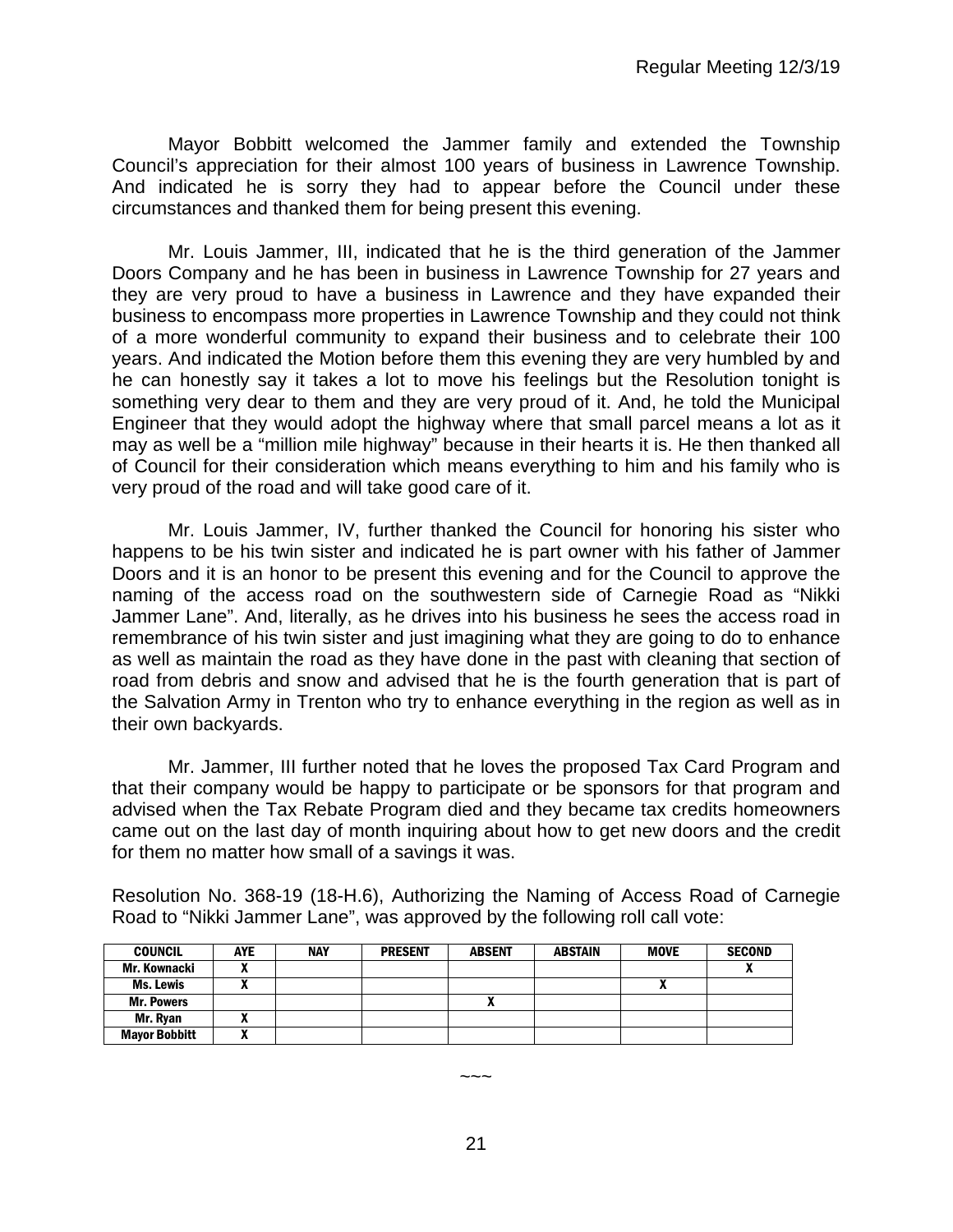Mayor Bobbitt welcomed the Jammer family and extended the Township Council's appreciation for their almost 100 years of business in Lawrence Township. And indicated he is sorry they had to appear before the Council under these circumstances and thanked them for being present this evening.

Mr. Louis Jammer, III, indicated that he is the third generation of the Jammer Doors Company and he has been in business in Lawrence Township for 27 years and they are very proud to have a business in Lawrence and they have expanded their business to encompass more properties in Lawrence Township and they could not think of a more wonderful community to expand their business and to celebrate their 100 years. And indicated the Motion before them this evening they are very humbled by and he can honestly say it takes a lot to move his feelings but the Resolution tonight is something very dear to them and they are very proud of it. And, he told the Municipal Engineer that they would adopt the highway where that small parcel means a lot as it may as well be a "million mile highway" because in their hearts it is. He then thanked all of Council for their consideration which means everything to him and his family who is very proud of the road and will take good care of it.

Mr. Louis Jammer, IV, further thanked the Council for honoring his sister who happens to be his twin sister and indicated he is part owner with his father of Jammer Doors and it is an honor to be present this evening and for the Council to approve the naming of the access road on the southwestern side of Carnegie Road as "Nikki Jammer Lane". And, literally, as he drives into his business he sees the access road in remembrance of his twin sister and just imagining what they are going to do to enhance as well as maintain the road as they have done in the past with cleaning that section of road from debris and snow and advised that he is the fourth generation that is part of the Salvation Army in Trenton who try to enhance everything in the region as well as in their own backyards.

Mr. Jammer, III further noted that he loves the proposed Tax Card Program and that their company would be happy to participate or be sponsors for that program and advised when the Tax Rebate Program died and they became tax credits homeowners came out on the last day of month inquiring about how to get new doors and the credit for them no matter how small of a savings it was.

Resolution No. 368-19 (18-H.6), Authorizing the Naming of Access Road of Carnegie Road to "Nikki Jammer Lane", was approved by the following roll call vote:

| COUNCIL | AYE | NAY | PRESENT | ABSENT | ABSTAIN | MOVE | SECOND |
|---|---|---|---|---|---|---|---|
| Mr. Kownacki | X | | | | | | X |
| Ms. Lewis | X | | | | | X | |
| Mr. Powers | | | | X | | | |
| Mr. Ryan | X | | | | | | |
| Mayor Bobbitt | X | | | | | | |

~~~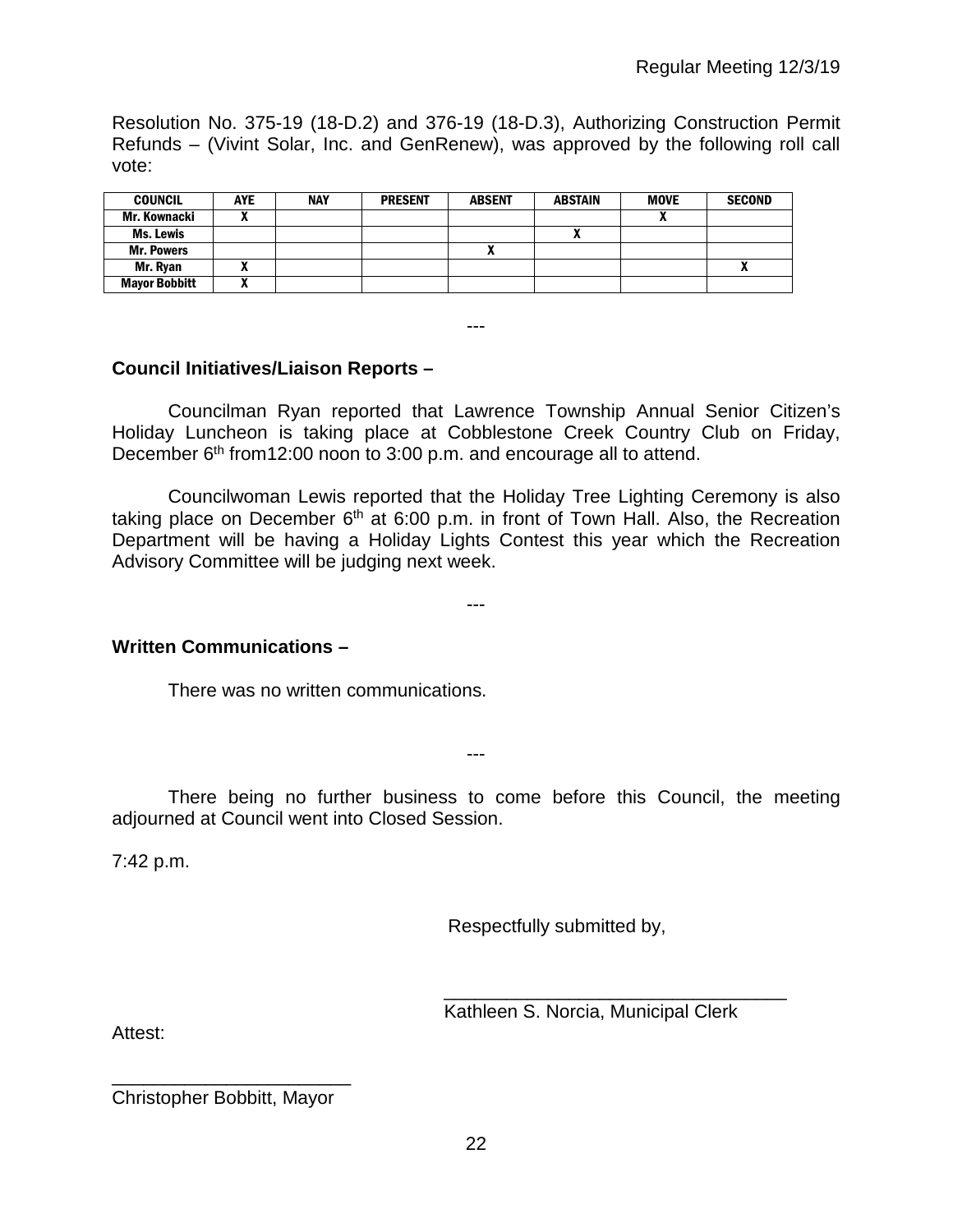Resolution No. 375-19 (18-D.2) and 376-19 (18-D.3), Authorizing Construction Permit Refunds – (Vivint Solar, Inc. and GenRenew), was approved by the following roll call vote:

| COUNCIL | AYE | NAY | PRESENT | ABSENT | ABSTAIN | MOVE | SECOND |
|---|---|---|---|---|---|---|---|
| Mr. Kownacki | X | | | | | X | |
| Ms. Lewis | | | | | X | | |
| Mr. Powers | | | | X | | | |
| Mr. Ryan | X | | | | | | X |
| Mayor Bobbitt | X | | | | | | |

---

**Council Initiatives/Liaison Reports –**

Councilman Ryan reported that Lawrence Township Annual Senior Citizen's Holiday Luncheon is taking place at Cobblestone Creek Country Club on Friday, December 6th from12:00 noon to 3:00 p.m. and encourage all to attend.

Councilwoman Lewis reported that the Holiday Tree Lighting Ceremony is also taking place on December 6th at 6:00 p.m. in front of Town Hall. Also, the Recreation Department will be having a Holiday Lights Contest this year which the Recreation Advisory Committee will be judging next week.

---

**Written Communications –**

There was no written communications.

---

There being no further business to come before this Council, the meeting adjourned at Council went into Closed Session.

7:42 p.m.

Respectfully submitted by,

\_\_\_\_\_\_\_\_\_\_\_\_\_\_\_\_\_\_\_\_\_\_\_\_\_\_\_\_\_\_\_\_\_\_
Kathleen S. Norcia, Municipal Clerk

Attest:

\_\_\_\_\_\_\_\_\_\_\_\_\_\_\_\_\_\_\_\_\_\_\_\_
Christopher Bobbitt, Mayor